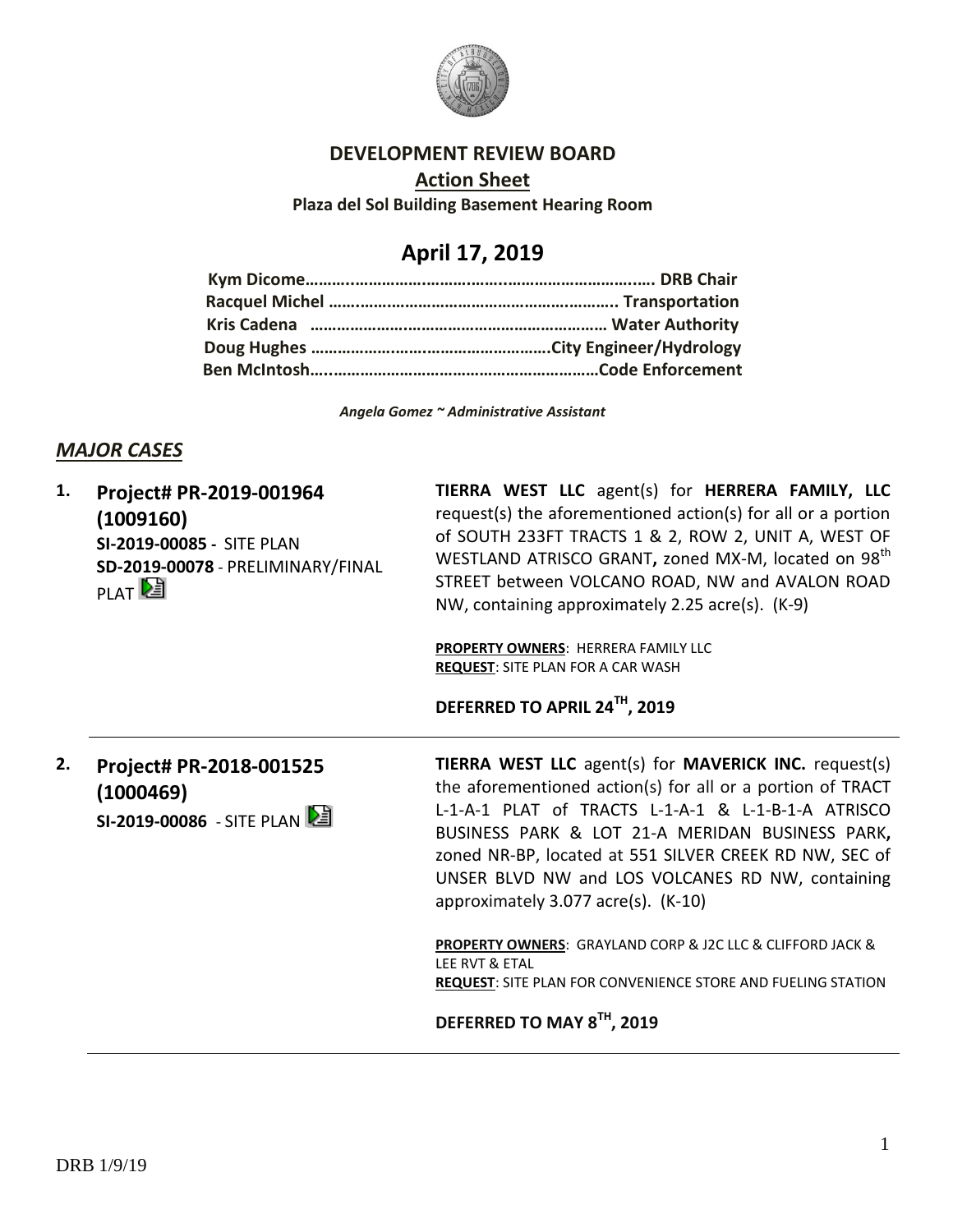# DEVELOPMENT REVIEW BOARD

## Action Sheet

**Plaza del Sol Building Basement Hearing Room**

# April 17, 2019

**Kym Dicome………………………………………………………………. DRB Chair**
**Racquel Michel ……………………………………………………….. Transportation**
**Kris Cadena ………………………………………………………… Water Authority**
**Doug Hughes ……………………………………………….City Engineer/Hydrology**
**Ben McIntosh…...……………………………………………………Code Enforcement**

*Angela Gomez ~ Administrative Assistant*

## *MAJOR CASES*

**1. Project# PR-2019-001964 (1009160)**
**SI-2019-00085 -** SITE PLAN
**SD-2019-00078** - PRELIMINARY/FINAL PLAT

**TIERRA WEST LLC** agent(s) for **HERRERA FAMILY, LLC** request(s) the aforementioned action(s) for all or a portion of SOUTH 233FT TRACTS 1 & 2, ROW 2, UNIT A, WEST OF WESTLAND ATRISCO GRANT**,** zoned MX-M, located on 98th STREET between VOLCANO ROAD, NW and AVALON ROAD NW, containing approximately 2.25 acre(s). (K-9)

**PROPERTY OWNERS**: HERRERA FAMILY LLC
**REQUEST**: SITE PLAN FOR A CAR WASH

**DEFERRED TO APRIL 24TH, 2019**

---

**2. Project# PR-2018-001525 (1000469)**
**SI-2019-00086** - SITE PLAN

**TIERRA WEST LLC** agent(s) for **MAVERICK INC.** request(s) the aforementioned action(s) for all or a portion of TRACT L-1-A-1 PLAT of TRACTS L-1-A-1 & L-1-B-1-A ATRISCO BUSINESS PARK & LOT 21-A MERIDAN BUSINESS PARK**,** zoned NR-BP, located at 551 SILVER CREEK RD NW, SEC of UNSER BLVD NW and LOS VOLCANES RD NW, containing approximately 3.077 acre(s). (K-10)

**PROPERTY OWNERS**: GRAYLAND CORP & J2C LLC & CLIFFORD JACK & LEE RVT & ETAL
**REQUEST**: SITE PLAN FOR CONVENIENCE STORE AND FUELING STATION

**DEFERRED TO MAY 8TH, 2019**

---

DRB 1/9/19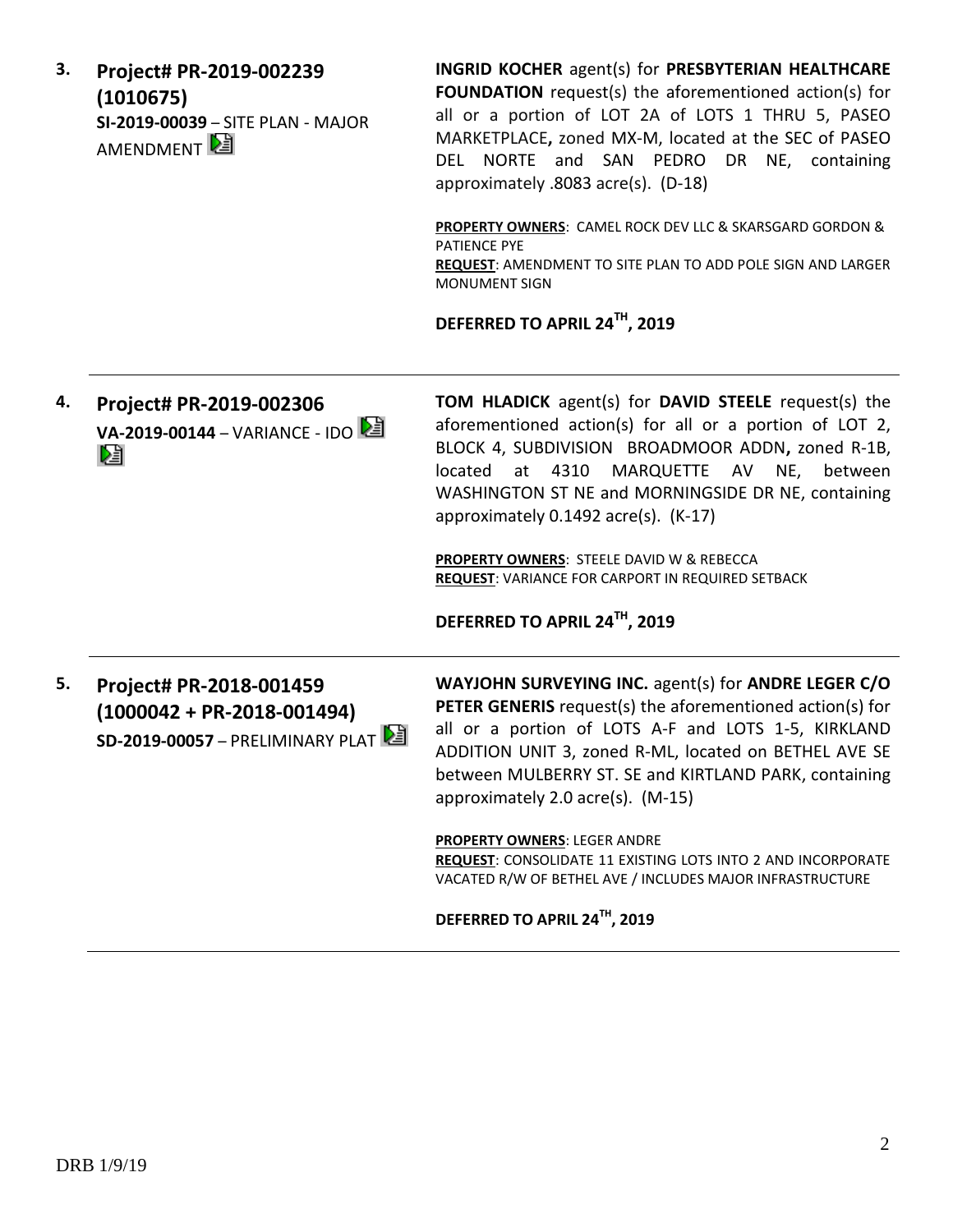3. **Project# PR-2019-002239 (1010675)**
**SI-2019-00039** – SITE PLAN - MAJOR AMENDMENT

**INGRID KOCHER** agent(s) for **PRESBYTERIAN HEALTHCARE FOUNDATION** request(s) the aforementioned action(s) for all or a portion of LOT 2A of LOTS 1 THRU 5, PASEO MARKETPLACE**,** zoned MX-M, located at the SEC of PASEO DEL NORTE and SAN PEDRO DR NE, containing approximately .8083 acre(s). (D-18)

**PROPERTY OWNERS**: CAMEL ROCK DEV LLC & SKARSGARD GORDON & PATIENCE PYE
**REQUEST**: AMENDMENT TO SITE PLAN TO ADD POLE SIGN AND LARGER MONUMENT SIGN

**DEFERRED TO APRIL 24TH, 2019**

---

4. **Project# PR-2019-002306**
**VA-2019-00144** – VARIANCE - IDO

**TOM HLADICK** agent(s) for **DAVID STEELE** request(s) the aforementioned action(s) for all or a portion of LOT 2, BLOCK 4, SUBDIVISION BROADMOOR ADDN**,** zoned R-1B, located at 4310 MARQUETTE AV NE, between WASHINGTON ST NE and MORNINGSIDE DR NE, containing approximately 0.1492 acre(s). (K-17)

**PROPERTY OWNERS**: STEELE DAVID W & REBECCA
**REQUEST**: VARIANCE FOR CARPORT IN REQUIRED SETBACK

**DEFERRED TO APRIL 24TH, 2019**

---

5. **Project# PR-2018-001459 (1000042 + PR-2018-001494)**
**SD-2019-00057** – PRELIMINARY PLAT

**WAYJOHN SURVEYING INC.** agent(s) for **ANDRE LEGER C/O PETER GENERIS** request(s) the aforementioned action(s) for all or a portion of LOTS A-F and LOTS 1-5, KIRKLAND ADDITION UNIT 3, zoned R-ML, located on BETHEL AVE SE between MULBERRY ST. SE and KIRTLAND PARK, containing approximately 2.0 acre(s). (M-15)

**PROPERTY OWNERS**: LEGER ANDRE
**REQUEST**: CONSOLIDATE 11 EXISTING LOTS INTO 2 AND INCORPORATE VACATED R/W OF BETHEL AVE / INCLUDES MAJOR INFRASTRUCTURE

**DEFERRED TO APRIL 24TH, 2019**

---

DRB 1/9/19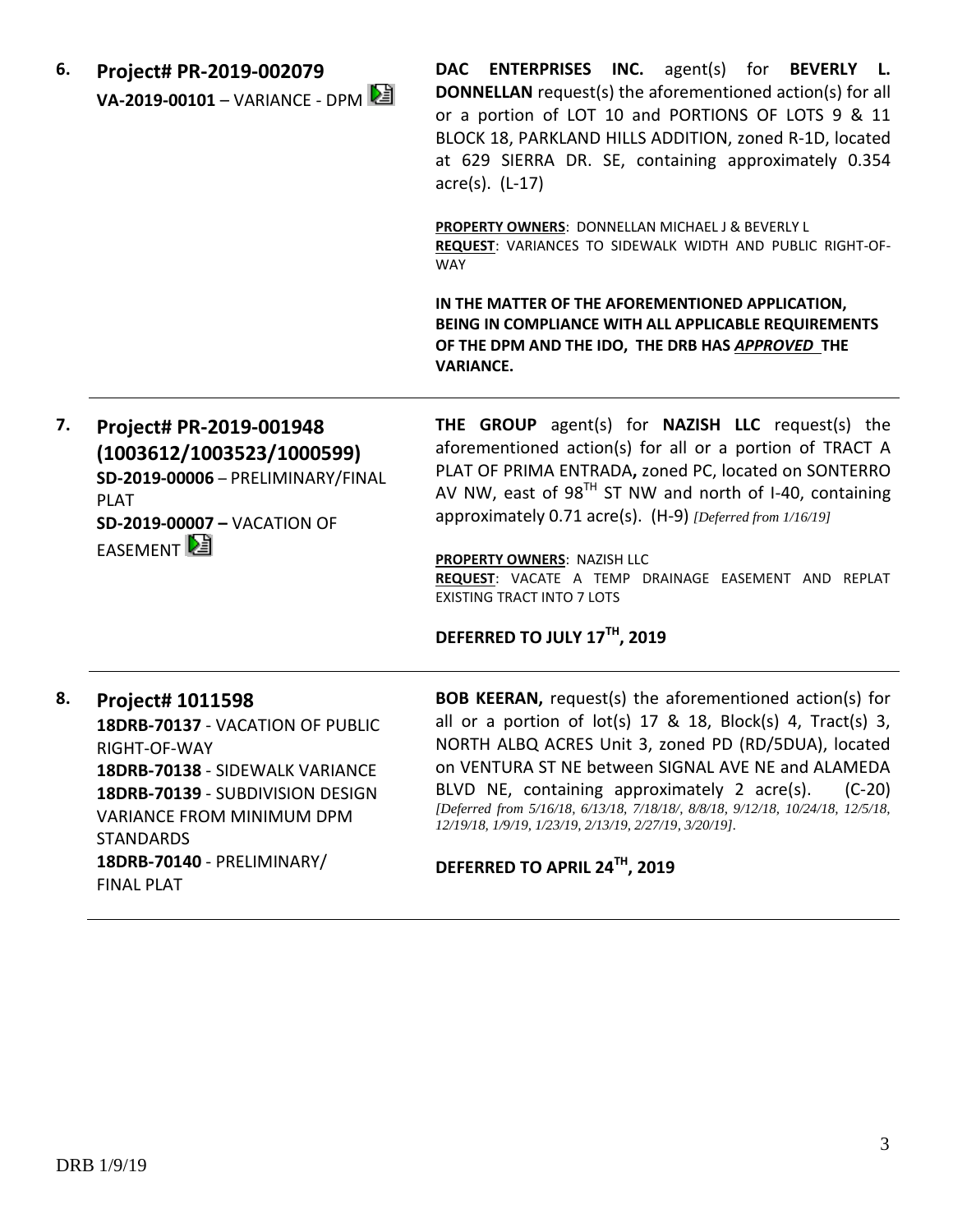6. **Project# PR-2019-002079**
**VA-2019-00101** – VARIANCE - DPM

**DAC ENTERPRISES INC.** agent(s) for **BEVERLY L. DONNELLAN** request(s) the aforementioned action(s) for all or a portion of LOT 10 and PORTIONS OF LOTS 9 & 11 BLOCK 18, PARKLAND HILLS ADDITION, zoned R-1D, located at 629 SIERRA DR. SE, containing approximately 0.354 acre(s). (L-17)

**PROPERTY OWNERS**: DONNELLAN MICHAEL J & BEVERLY L
**REQUEST**: VARIANCES TO SIDEWALK WIDTH AND PUBLIC RIGHT-OF-WAY

**IN THE MATTER OF THE AFOREMENTIONED APPLICATION, BEING IN COMPLIANCE WITH ALL APPLICABLE REQUIREMENTS OF THE DPM AND THE IDO, THE DRB HAS *APPROVED* THE VARIANCE.**

---

7. **Project# PR-2019-001948 (1003612/1003523/1000599)**
**SD-2019-00006** – PRELIMINARY/FINAL PLAT
**SD-2019-00007 –** VACATION OF EASEMENT

**THE GROUP** agent(s) for **NAZISH LLC** request(s) the aforementioned action(s) for all or a portion of TRACT A PLAT OF PRIMA ENTRADA**,** zoned PC, located on SONTERRO AV NW, east of 98TH ST NW and north of I-40, containing approximately 0.71 acre(s). (H-9) *[Deferred from 1/16/19]*

**PROPERTY OWNERS**: NAZISH LLC
**REQUEST**: VACATE A TEMP DRAINAGE EASEMENT AND REPLAT EXISTING TRACT INTO 7 LOTS

**DEFERRED TO JULY 17TH, 2019**

---

8. **Project# 1011598**
**18DRB-70137** - VACATION OF PUBLIC RIGHT-OF-WAY
**18DRB-70138** - SIDEWALK VARIANCE
**18DRB-70139** - SUBDIVISION DESIGN VARIANCE FROM MINIMUM DPM STANDARDS
**18DRB-70140** - PRELIMINARY/ FINAL PLAT

**BOB KEERAN,** request(s) the aforementioned action(s) for all or a portion of lot(s) 17 & 18, Block(s) 4, Tract(s) 3, NORTH ALBQ ACRES Unit 3, zoned PD (RD/5DUA), located on VENTURA ST NE between SIGNAL AVE NE and ALAMEDA BLVD NE, containing approximately 2 acre(s). (C-20) *[Deferred from 5/16/18, 6/13/18, 7/18/18/, 8/8/18, 9/12/18, 10/24/18, 12/5/18, 12/19/18, 1/9/19, 1/23/19, 2/13/19, 2/27/19, 3/20/19]*.

**DEFERRED TO APRIL 24TH, 2019**

---

DRB 1/9/19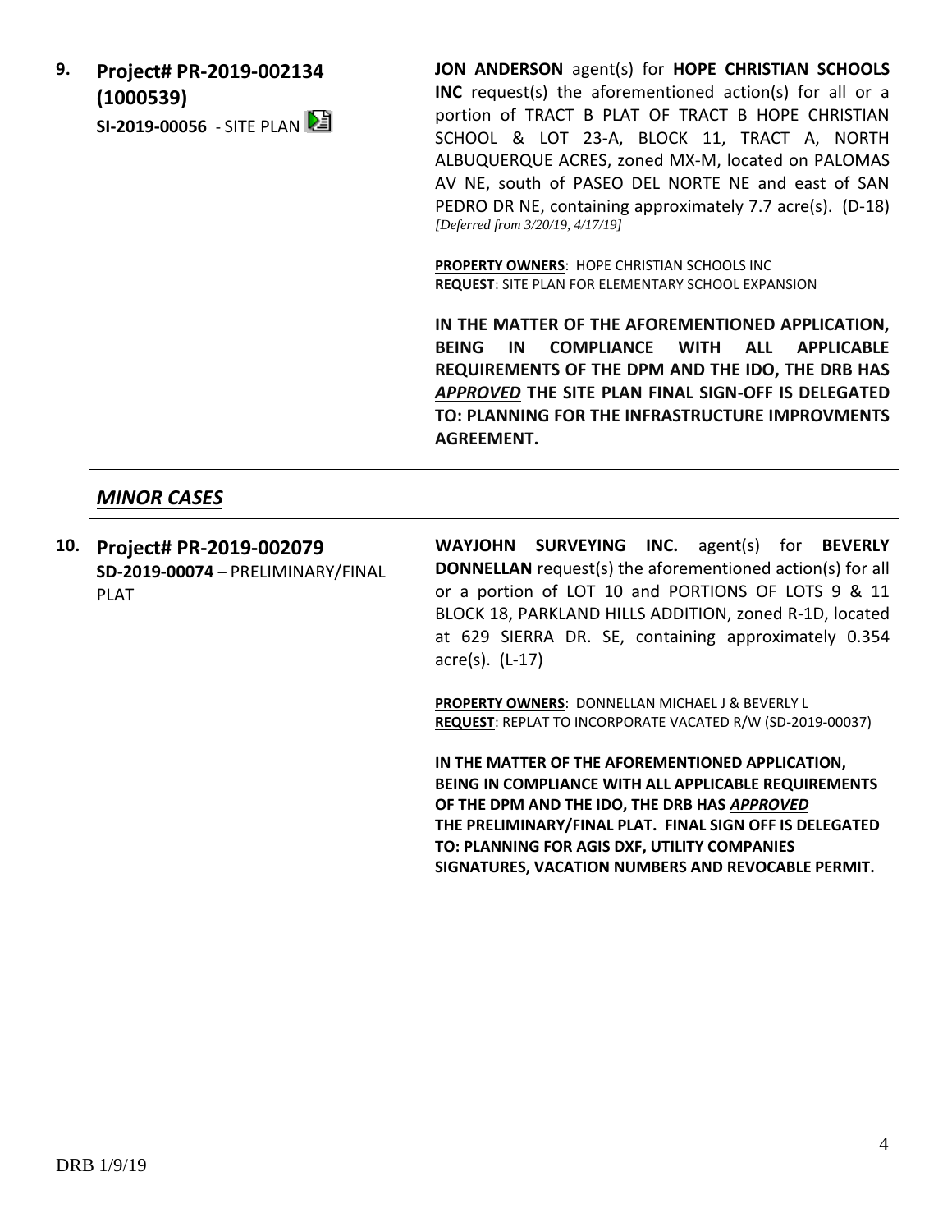**9. Project# PR-2019-002134 (1000539)**
**SI-2019-00056** - SITE PLAN

**JON ANDERSON** agent(s) for **HOPE CHRISTIAN SCHOOLS INC** request(s) the aforementioned action(s) for all or a portion of TRACT B PLAT OF TRACT B HOPE CHRISTIAN SCHOOL & LOT 23-A, BLOCK 11, TRACT A, NORTH ALBUQUERQUE ACRES, zoned MX-M, located on PALOMAS AV NE, south of PASEO DEL NORTE NE and east of SAN PEDRO DR NE, containing approximately 7.7 acre(s). (D-18) *[Deferred from 3/20/19, 4/17/19]*

**PROPERTY OWNERS**: HOPE CHRISTIAN SCHOOLS INC
**REQUEST**: SITE PLAN FOR ELEMENTARY SCHOOL EXPANSION

**IN THE MATTER OF THE AFOREMENTIONED APPLICATION, BEING IN COMPLIANCE WITH ALL APPLICABLE REQUIREMENTS OF THE DPM AND THE IDO, THE DRB HAS *APPROVED* THE SITE PLAN FINAL SIGN-OFF IS DELEGATED TO: PLANNING FOR THE INFRASTRUCTURE IMPROVMENTS AGREEMENT.**

## *MINOR CASES*

**10. Project# PR-2019-002079**
**SD-2019-00074** – PRELIMINARY/FINAL PLAT

**WAYJOHN SURVEYING INC.** agent(s) for **BEVERLY DONNELLAN** request(s) the aforementioned action(s) for all or a portion of LOT 10 and PORTIONS OF LOTS 9 & 11 BLOCK 18, PARKLAND HILLS ADDITION, zoned R-1D, located at 629 SIERRA DR. SE, containing approximately 0.354 acre(s). (L-17)

**PROPERTY OWNERS**: DONNELLAN MICHAEL J & BEVERLY L
**REQUEST**: REPLAT TO INCORPORATE VACATED R/W (SD-2019-00037)

**IN THE MATTER OF THE AFOREMENTIONED APPLICATION, BEING IN COMPLIANCE WITH ALL APPLICABLE REQUIREMENTS OF THE DPM AND THE IDO, THE DRB HAS *APPROVED* THE PRELIMINARY/FINAL PLAT. FINAL SIGN OFF IS DELEGATED TO: PLANNING FOR AGIS DXF, UTILITY COMPANIES SIGNATURES, VACATION NUMBERS AND REVOCABLE PERMIT.**

DRB 1/9/19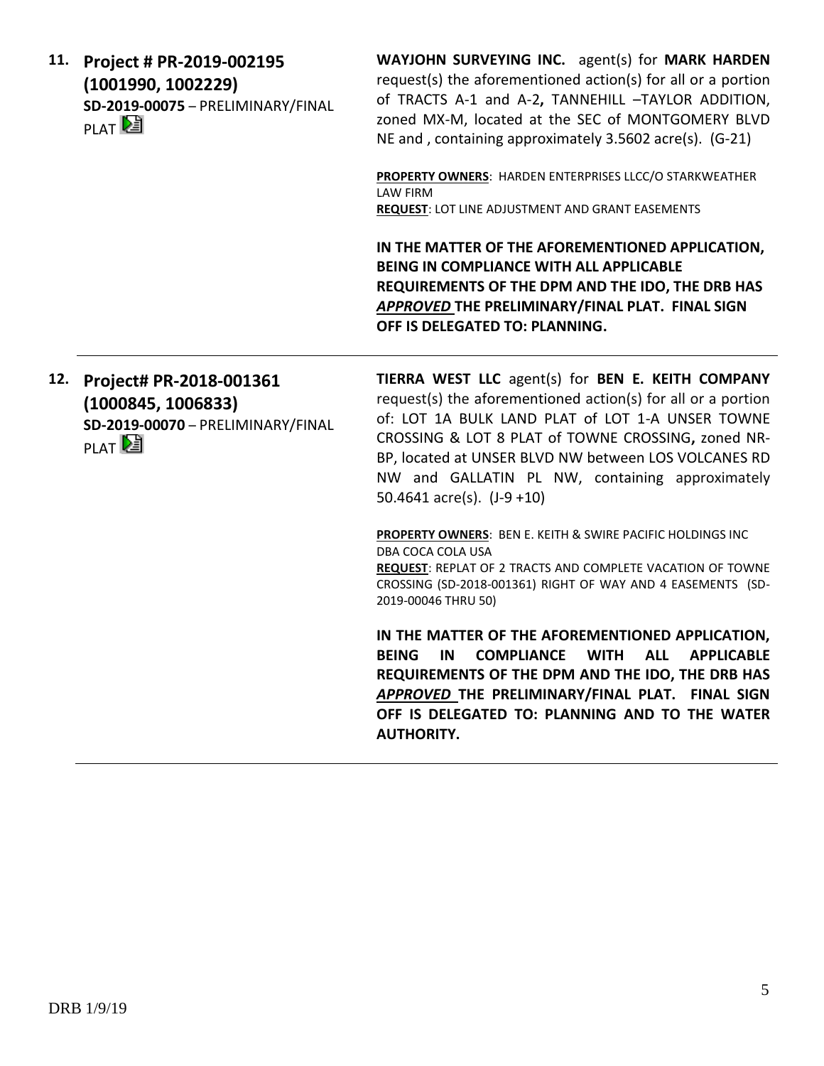**11. Project # PR-2019-002195 (1001990, 1002229)**
**SD-2019-00075** – PRELIMINARY/FINAL PLAT

**WAYJOHN SURVEYING INC.** agent(s) for **MARK HARDEN** request(s) the aforementioned action(s) for all or a portion of TRACTS A-1 and A-2**,** TANNEHILL –TAYLOR ADDITION, zoned MX-M, located at the SEC of MONTGOMERY BLVD NE and , containing approximately 3.5602 acre(s). (G-21)

**PROPERTY OWNERS**: HARDEN ENTERPRISES LLCC/O STARKWEATHER LAW FIRM
**REQUEST**: LOT LINE ADJUSTMENT AND GRANT EASEMENTS

**IN THE MATTER OF THE AFOREMENTIONED APPLICATION, BEING IN COMPLIANCE WITH ALL APPLICABLE REQUIREMENTS OF THE DPM AND THE IDO, THE DRB HAS *APPROVED* THE PRELIMINARY/FINAL PLAT. FINAL SIGN OFF IS DELEGATED TO: PLANNING.**

---

**12. Project# PR-2018-001361 (1000845, 1006833)**
**SD-2019-00070** – PRELIMINARY/FINAL PLAT

**TIERRA WEST LLC** agent(s) for **BEN E. KEITH COMPANY** request(s) the aforementioned action(s) for all or a portion of: LOT 1A BULK LAND PLAT of LOT 1-A UNSER TOWNE CROSSING & LOT 8 PLAT of TOWNE CROSSING**,** zoned NR-BP, located at UNSER BLVD NW between LOS VOLCANES RD NW and GALLATIN PL NW, containing approximately 50.4641 acre(s). (J-9 +10)

**PROPERTY OWNERS**: BEN E. KEITH & SWIRE PACIFIC HOLDINGS INC DBA COCA COLA USA
**REQUEST**: REPLAT OF 2 TRACTS AND COMPLETE VACATION OF TOWNE CROSSING (SD-2018-001361) RIGHT OF WAY AND 4 EASEMENTS (SD-2019-00046 THRU 50)

**IN THE MATTER OF THE AFOREMENTIONED APPLICATION, BEING IN COMPLIANCE WITH ALL APPLICABLE REQUIREMENTS OF THE DPM AND THE IDO, THE DRB HAS *APPROVED* THE PRELIMINARY/FINAL PLAT. FINAL SIGN OFF IS DELEGATED TO: PLANNING AND TO THE WATER AUTHORITY.**

---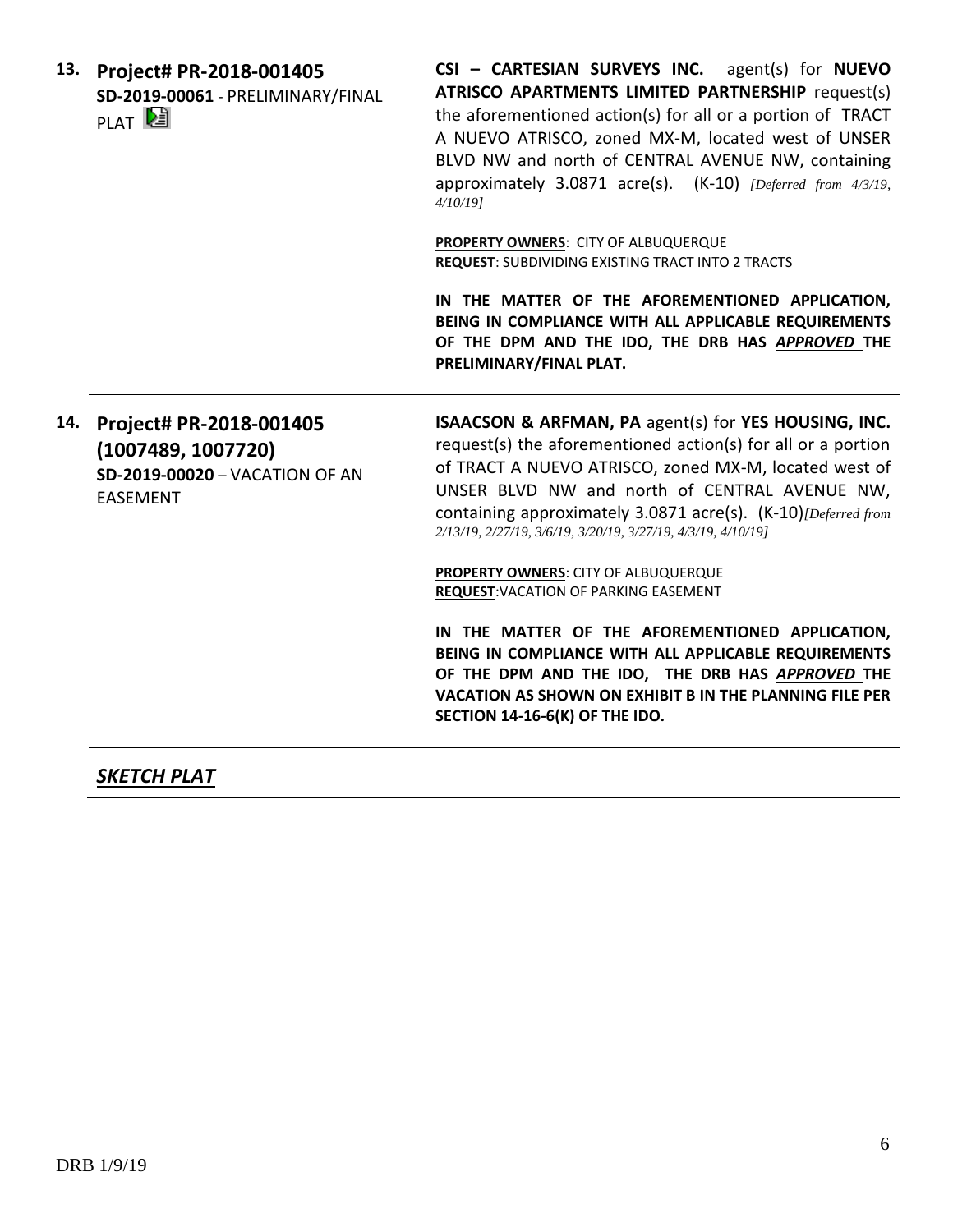**13. Project# PR-2018-001405**
**SD-2019-00061** - PRELIMINARY/FINAL PLAT

**CSI – CARTESIAN SURVEYS INC.** agent(s) for **NUEVO ATRISCO APARTMENTS LIMITED PARTNERSHIP** request(s) the aforementioned action(s) for all or a portion of TRACT A NUEVO ATRISCO, zoned MX-M, located west of UNSER BLVD NW and north of CENTRAL AVENUE NW, containing approximately 3.0871 acre(s). (K-10) *[Deferred from 4/3/19, 4/10/19]*

**PROPERTY OWNERS**: CITY OF ALBUQUERQUE
**REQUEST**: SUBDIVIDING EXISTING TRACT INTO 2 TRACTS

**IN THE MATTER OF THE AFOREMENTIONED APPLICATION, BEING IN COMPLIANCE WITH ALL APPLICABLE REQUIREMENTS OF THE DPM AND THE IDO, THE DRB HAS *APPROVED* THE PRELIMINARY/FINAL PLAT.**

---

**14. Project# PR-2018-001405 (1007489, 1007720)**
**SD-2019-00020** – VACATION OF AN EASEMENT

**ISAACSON & ARFMAN, PA** agent(s) for **YES HOUSING, INC.** request(s) the aforementioned action(s) for all or a portion of TRACT A NUEVO ATRISCO, zoned MX-M, located west of UNSER BLVD NW and north of CENTRAL AVENUE NW, containing approximately 3.0871 acre(s). (K-10) *[Deferred from 2/13/19, 2/27/19, 3/6/19, 3/20/19, 3/27/19, 4/3/19, 4/10/19]*

**PROPERTY OWNERS**: CITY OF ALBUQUERQUE
**REQUEST**: VACATION OF PARKING EASEMENT

**IN THE MATTER OF THE AFOREMENTIONED APPLICATION, BEING IN COMPLIANCE WITH ALL APPLICABLE REQUIREMENTS OF THE DPM AND THE IDO, THE DRB HAS *APPROVED* THE VACATION AS SHOWN ON EXHIBIT B IN THE PLANNING FILE PER SECTION 14-16-6(K) OF THE IDO.**

---

***SKETCH PLAT***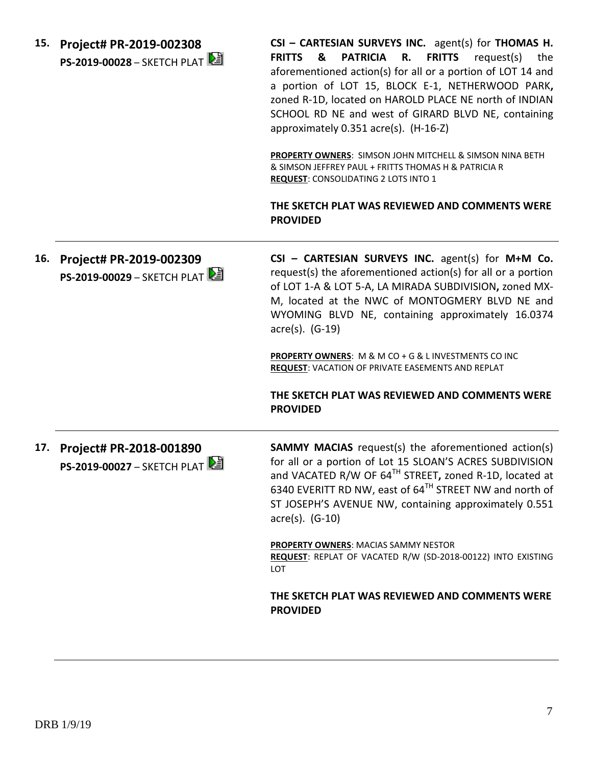**15. Project# PR-2019-002308**
**PS-2019-00028** – SKETCH PLAT

**CSI – CARTESIAN SURVEYS INC.** agent(s) for **THOMAS H. FRITTS & PATRICIA R. FRITTS** request(s) the aforementioned action(s) for all or a portion of LOT 14 and a portion of LOT 15, BLOCK E-1, NETHERWOOD PARK**,** zoned R-1D, located on HAROLD PLACE NE north of INDIAN SCHOOL RD NE and west of GIRARD BLVD NE, containing approximately 0.351 acre(s). (H-16-Z)

**PROPERTY OWNERS**: SIMSON JOHN MITCHELL & SIMSON NINA BETH & SIMSON JEFFREY PAUL + FRITTS THOMAS H & PATRICIA R
**REQUEST**: CONSOLIDATING 2 LOTS INTO 1

**THE SKETCH PLAT WAS REVIEWED AND COMMENTS WERE PROVIDED**

---

**16. Project# PR-2019-002309**
**PS-2019-00029** – SKETCH PLAT

**CSI – CARTESIAN SURVEYS INC.** agent(s) for **M+M Co.** request(s) the aforementioned action(s) for all or a portion of LOT 1-A & LOT 5-A, LA MIRADA SUBDIVISION**,** zoned MX-M, located at the NWC of MONTOGMERY BLVD NE and WYOMING BLVD NE, containing approximately 16.0374 acre(s). (G-19)

**PROPERTY OWNERS**: M & M CO + G & L INVESTMENTS CO INC
**REQUEST**: VACATION OF PRIVATE EASEMENTS AND REPLAT

**THE SKETCH PLAT WAS REVIEWED AND COMMENTS WERE PROVIDED**

---

**17. Project# PR-2018-001890**
**PS-2019-00027** – SKETCH PLAT

**SAMMY MACIAS** request(s) the aforementioned action(s) for all or a portion of Lot 15 SLOAN'S ACRES SUBDIVISION and VACATED R/W OF 64TH STREET**,** zoned R-1D, located at 6340 EVERITT RD NW, east of 64TH STREET NW and north of ST JOSEPH'S AVENUE NW, containing approximately 0.551 acre(s). (G-10)

**PROPERTY OWNERS**: MACIAS SAMMY NESTOR
**REQUEST**: REPLAT OF VACATED R/W (SD-2018-00122) INTO EXISTING LOT

**THE SKETCH PLAT WAS REVIEWED AND COMMENTS WERE PROVIDED**

---

DRB 1/9/19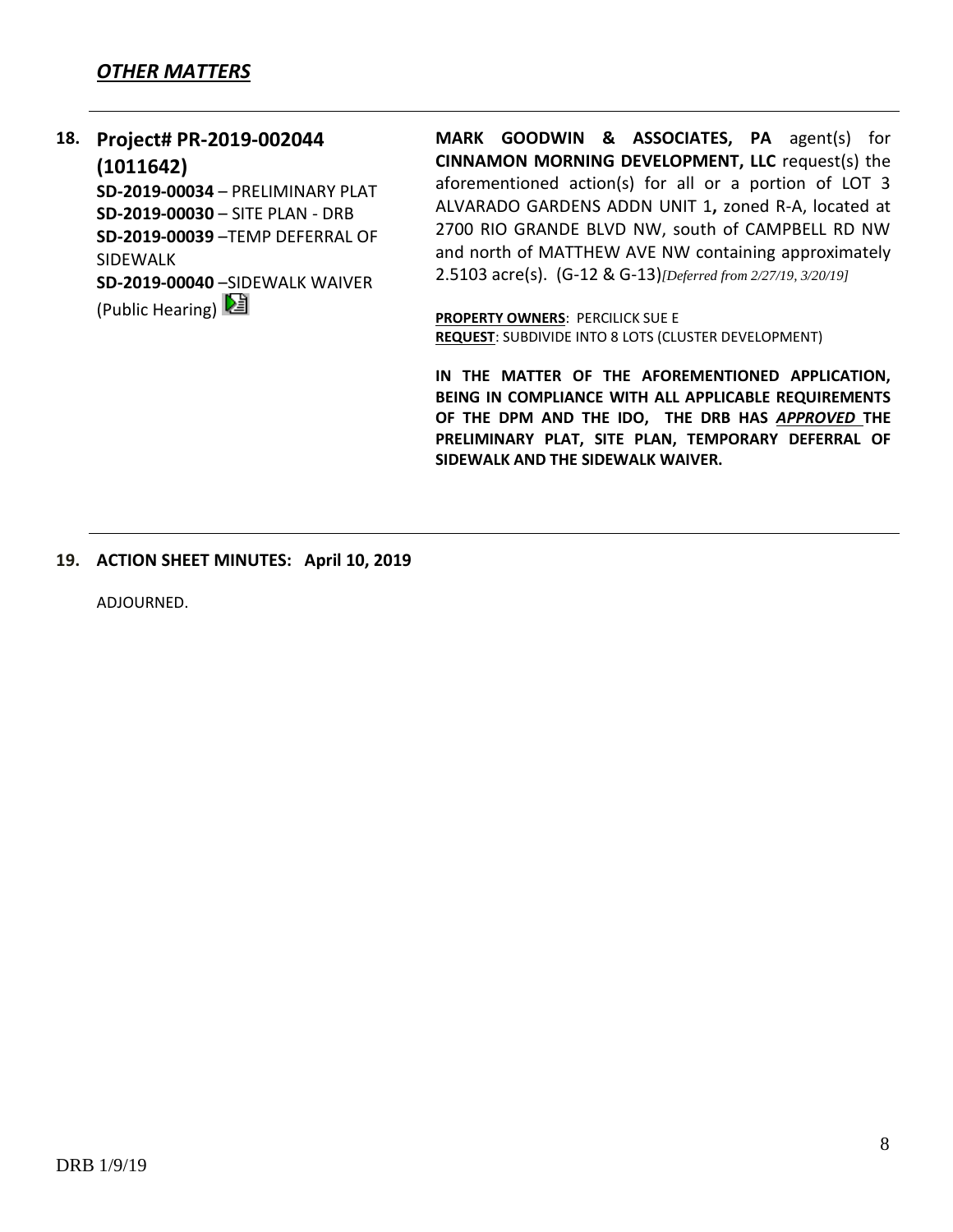## *OTHER MATTERS*

**18. Project# PR-2019-002044 (1011642)**

**SD-2019-00034** – PRELIMINARY PLAT
**SD-2019-00030** – SITE PLAN - DRB
**SD-2019-00039** –TEMP DEFERRAL OF SIDEWALK
**SD-2019-00040** –SIDEWALK WAIVER
(Public Hearing)

**MARK GOODWIN & ASSOCIATES, PA** agent(s) for **CINNAMON MORNING DEVELOPMENT, LLC** request(s) the aforementioned action(s) for all or a portion of LOT 3 ALVARADO GARDENS ADDN UNIT 1**,** zoned R-A, located at 2700 RIO GRANDE BLVD NW, south of CAMPBELL RD NW and north of MATTHEW AVE NW containing approximately 2.5103 acre(s). (G-12 & G-13)*[Deferred from 2/27/19, 3/20/19]*

**PROPERTY OWNERS**: PERCILICK SUE E
**REQUEST**: SUBDIVIDE INTO 8 LOTS (CLUSTER DEVELOPMENT)

**IN THE MATTER OF THE AFOREMENTIONED APPLICATION, BEING IN COMPLIANCE WITH ALL APPLICABLE REQUIREMENTS OF THE DPM AND THE IDO, THE DRB HAS *APPROVED* THE PRELIMINARY PLAT, SITE PLAN, TEMPORARY DEFERRAL OF SIDEWALK AND THE SIDEWALK WAIVER.**

**19. ACTION SHEET MINUTES: April 10, 2019**

ADJOURNED.